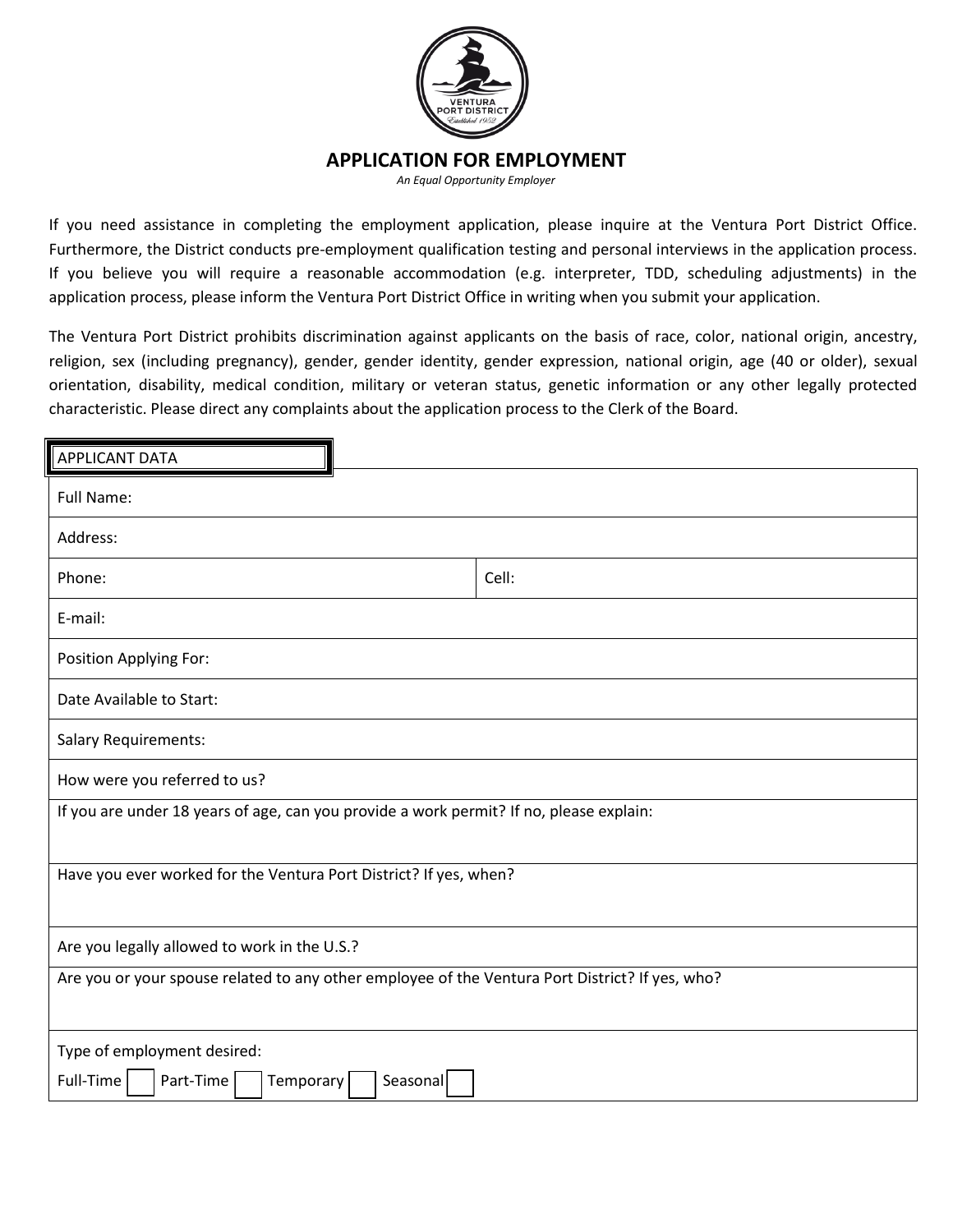# APPLICATION FOR EMPLOYMENT

*An Equal Opportunity Employer*

If you need assistance in completing the employment application, please inquire at the Ventura Port District Office. Furthermore, the District conducts pre-employment qualification testing and personal interviews in the application process. If you believe you will require a reasonable accommodation (e.g. interpreter, TDD, scheduling adjustments) in the application process, please inform the Ventura Port District Office in writing when you submit your application.

The Ventura Port District prohibits discrimination against applicants on the basis of race, color, national origin, ancestry, religion, sex (including pregnancy), gender, gender identity, gender expression, national origin, age (40 or older), sexual orientation, disability, medical condition, military or veteran status, genetic information or any other legally protected characteristic. Please direct any complaints about the application process to the Clerk of the Board.

| APPLICANT DATA | |
|---|---|
| Full Name: | |
| Address: | |
| Phone: | Cell: |
| E-mail: | |
| Position Applying For: | |
| Date Available to Start: | |
| Salary Requirements: | |
| How were you referred to us? | |
| If you are under 18 years of age, can you provide a work permit? If no, please explain: | |
| Have you ever worked for the Ventura Port District? If yes, when? | |
| Are you legally allowed to work in the U.S.? | |
| Are you or your spouse related to any other employee of the Ventura Port District? If yes, who? | |
| Type of employment desired: Full-Time ☐ Part-Time ☐ Temporary ☐ Seasonal ☐ | |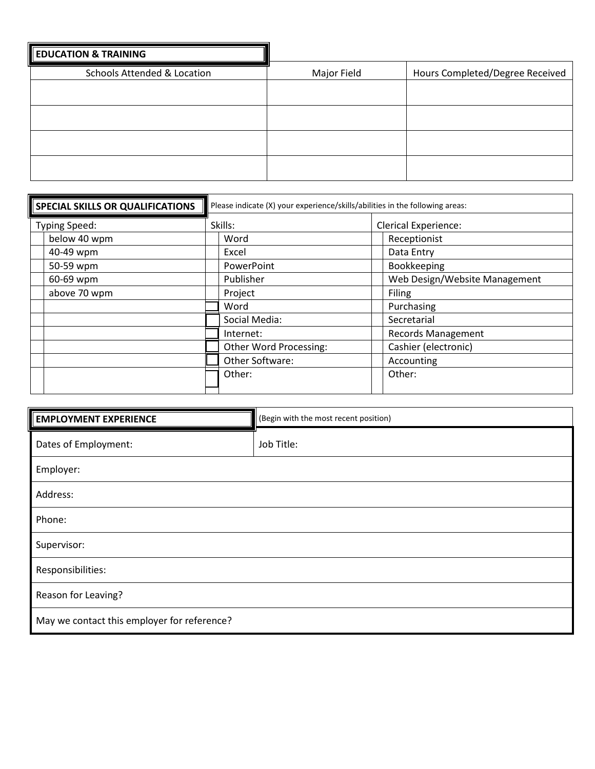## EDUCATION & TRAINING

| Schools Attended & Location | Major Field | Hours Completed/Degree Received |
|---|---|---|
| | | |
| | | |
| | | |
| | | |

## SPECIAL SKILLS OR QUALIFICATIONS

Please indicate (X) your experience/skills/abilities in the following areas:

| | Typing Speed: | | Skills: | | Clerical Experience: |
|---|---|---|---|---|---|
| | below 40 wpm | | Word | | Receptionist |
| | 40-49 wpm | | Excel | | Data Entry |
| | 50-59 wpm | | PowerPoint | | Bookkeeping |
| | 60-69 wpm | | Publisher | | Web Design/Website Management |
| | above 70 wpm | | Project | | Filing |
| | | | Word | | Purchasing |
| | | | Social Media: | | Secretarial |
| | | | Internet: | | Records Management |
| | | | Other Word Processing: | | Cashier (electronic) |
| | | | Other Software: | | Accounting |
| | | | Other: | | Other: |

## EMPLOYMENT EXPERIENCE

(Begin with the most recent position)

| | |
|---|---|
| Dates of Employment: | Job Title: |
| Employer: | |
| Address: | |
| Phone: | |
| Supervisor: | |
| Responsibilities: | |
| Reason for Leaving? | |
| May we contact this employer for reference? | |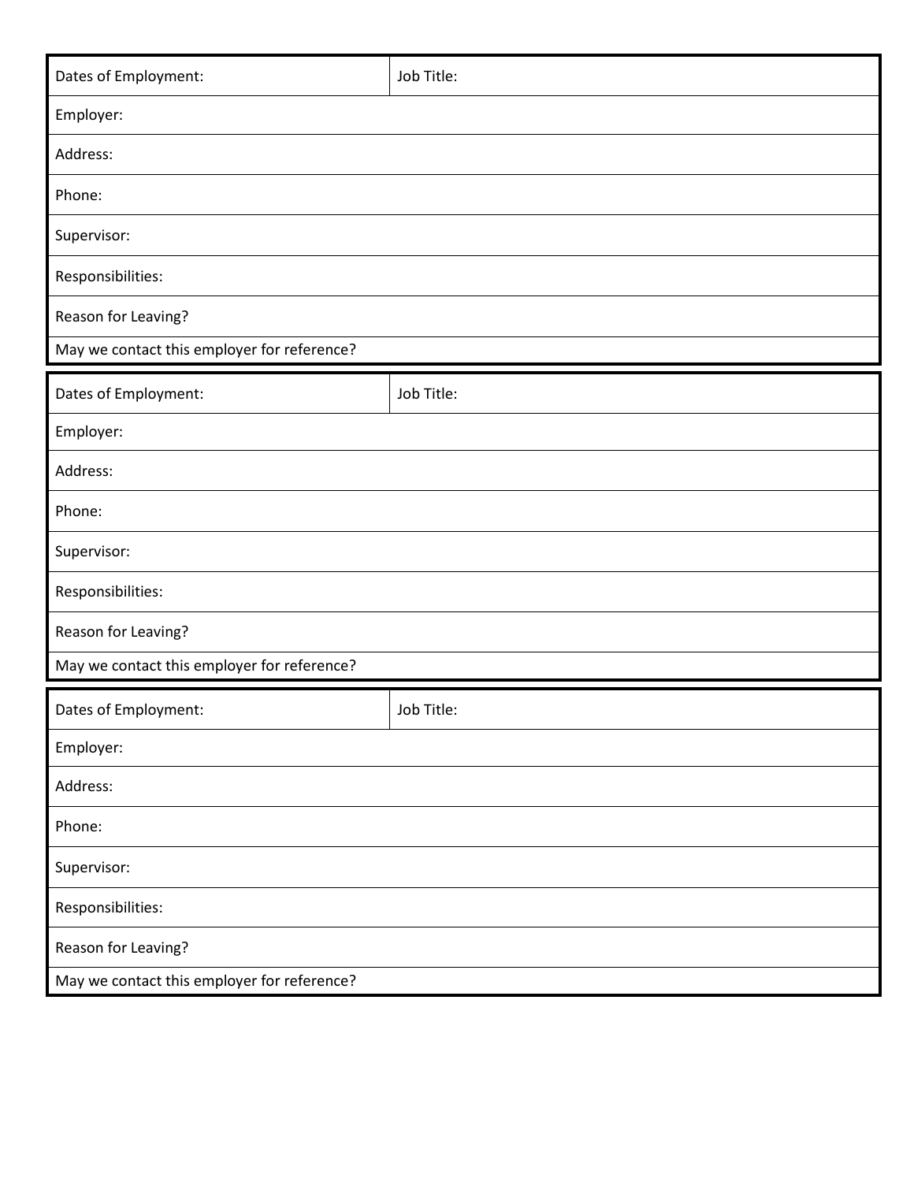| | |
|---|---|
| Dates of Employment: | Job Title: |
| Employer: | |
| Address: | |
| Phone: | |
| Supervisor: | |
| Responsibilities: | |
| Reason for Leaving? | |
| May we contact this employer for reference? | |

| | |
|---|---|
| Dates of Employment: | Job Title: |
| Employer: | |
| Address: | |
| Phone: | |
| Supervisor: | |
| Responsibilities: | |
| Reason for Leaving? | |
| May we contact this employer for reference? | |

| | |
|---|---|
| Dates of Employment: | Job Title: |
| Employer: | |
| Address: | |
| Phone: | |
| Supervisor: | |
| Responsibilities: | |
| Reason for Leaving? | |
| May we contact this employer for reference? | |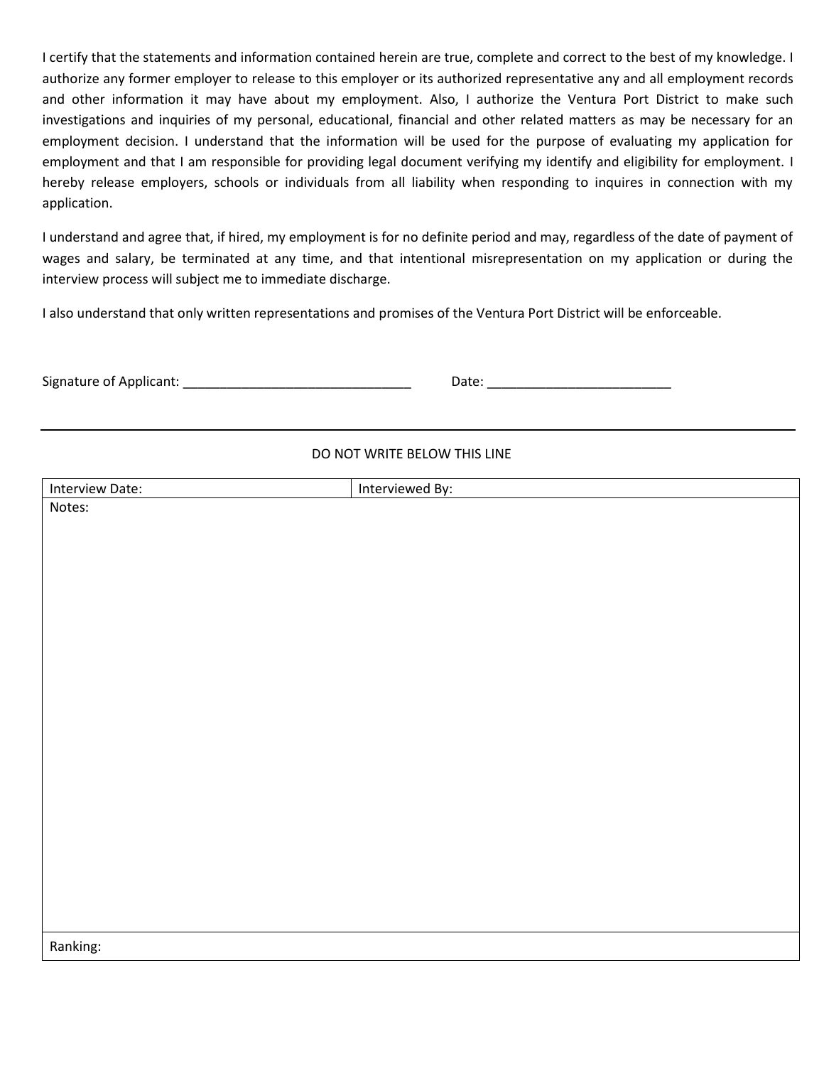I certify that the statements and information contained herein are true, complete and correct to the best of my knowledge. I authorize any former employer to release to this employer or its authorized representative any and all employment records and other information it may have about my employment. Also, I authorize the Ventura Port District to make such investigations and inquiries of my personal, educational, financial and other related matters as may be necessary for an employment decision. I understand that the information will be used for the purpose of evaluating my application for employment and that I am responsible for providing legal document verifying my identify and eligibility for employment. I hereby release employers, schools or individuals from all liability when responding to inquires in connection with my application.

I understand and agree that, if hired, my employment is for no definite period and may, regardless of the date of payment of wages and salary, be terminated at any time, and that intentional misrepresentation on my application or during the interview process will subject me to immediate discharge.

I also understand that only written representations and promises of the Ventura Port District will be enforceable.

Signature of Applicant: ________________________________ Date: _________________________

---

DO NOT WRITE BELOW THIS LINE

| Interview Date: | Interviewed By: |
|---|---|
| Notes: | |
| Ranking: | |